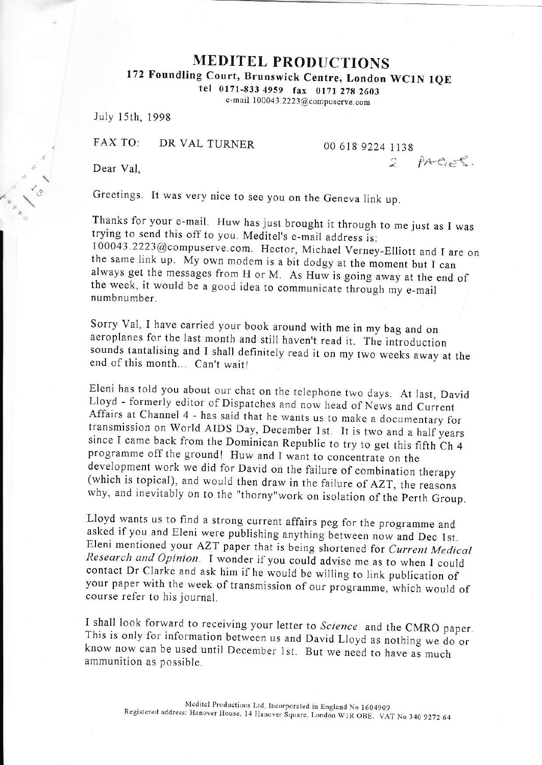# MEDITEL PRODUCTIONS

**172 Foundling Court, Brunswick Centre, London WC1N 1QE**

**tel 0171-833 4959 fax 0171 278 2603**

e-mail 100043.2223@compuserve.com

July 15th, 1998

FAX TO: DR VAL TURNER 00 618 9224 1138

2 PAGES.

Dear Val,

Greetings. It was very nice to see you on the Geneva link up.

Thanks for your e-mail. Huw has just brought it through to me just as I was trying to send this off to you. Meditel's e-mail address is: 100043.2223@compuserve.com. Hector, Michael Verney-Elliott and I are on the same link up. My own modem is a bit dodgy at the moment but I can always get the messages from H or M. As Huw is going away at the end of the week, it would be a good idea to communicate through my e-mail numbnumber.

Sorry Val, I have carried your book around with me in my bag and on aeroplanes for the last month and still haven't read it. The introduction sounds tantalising and I shall definitely read it on my two weeks away at the end of this month... Can't wait!

Eleni has told you about our chat on the telephone two days. At last, David Lloyd - formerly editor of Dispatches and now head of News and Current Affairs at Channel 4 - has said that he wants us to make a documentary for transmission on World AIDS Day, December 1st. It is two and a half years since I came back from the Dominican Republic to try to get this fifth Ch 4 programme off the ground! Huw and I want to concentrate on the development work we did for David on the failure of combination therapy (which is topical), and would then draw in the failure of AZT, the reasons why, and inevitably on to the "thorny"work on isolation of the Perth Group.

Lloyd wants us to find a strong current affairs peg for the programme and asked if you and Eleni were publishing anything between now and Dec 1st. Eleni mentioned your AZT paper that is being shortened for *Current Medical Research and Opinion*. I wonder if you could advise me as to when I could contact Dr Clarke and ask him if he would be willing to link publication of your paper with the week of transmission of our programme, which would of course refer to his journal.

I shall look forward to receiving your letter to *Science* and the CMRO paper. This is only for information between us and David Lloyd as nothing we do or know now can be used until December 1st. But we need to have as much ammunition as possible.

Meditel Productions Ltd, Incorporated in England No 1604909
Registered address: Hanover House, 14 Hanover Square, London W1R OBE. VAT No 340 9272 64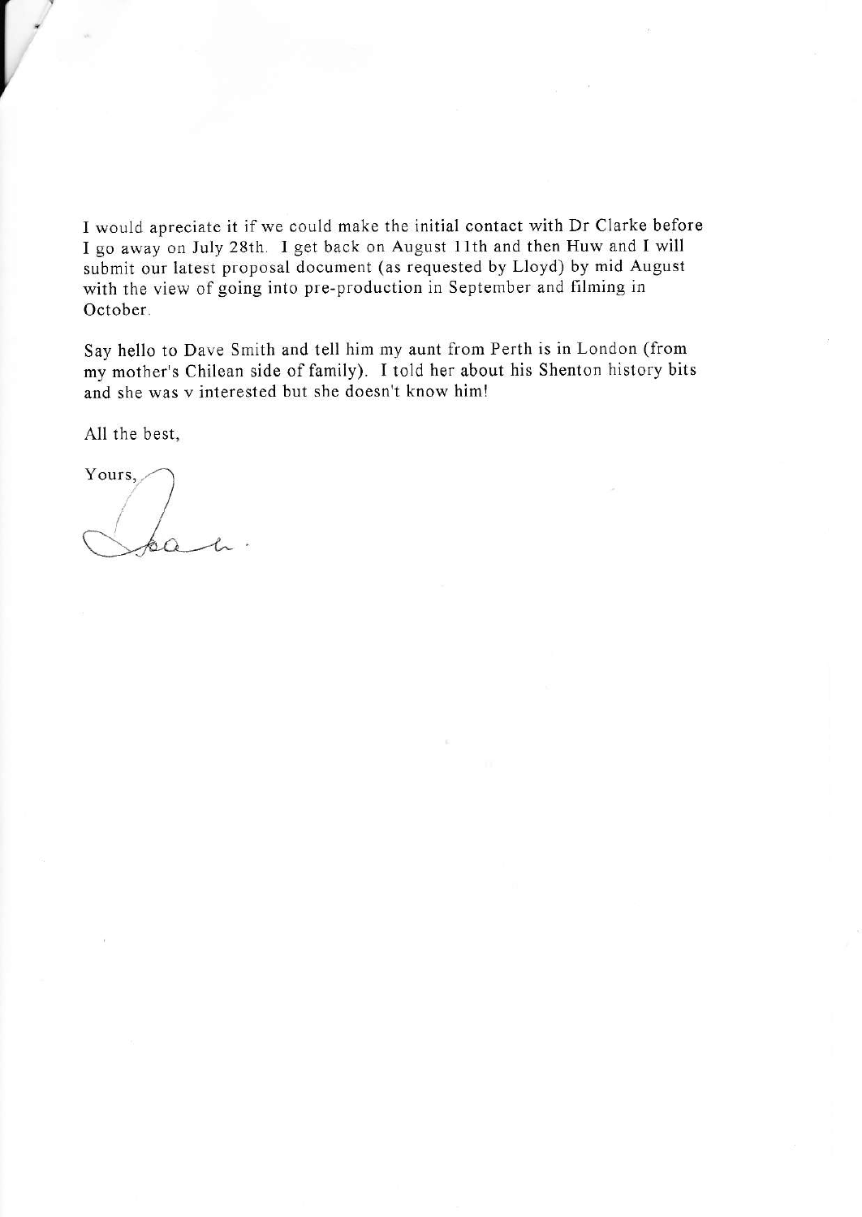I would apreciate it if we could make the initial contact with Dr Clarke before I go away on July 28th. I get back on August 11th and then Huw and I will submit our latest proposal document (as requested by Lloyd) by mid August with the view of going into pre-production in September and filming in October.

Say hello to Dave Smith and tell him my aunt from Perth is in London (from my mother's Chilean side of family). I told her about his Shenton history bits and she was v interested but she doesn't know him!

All the best,

Yours,